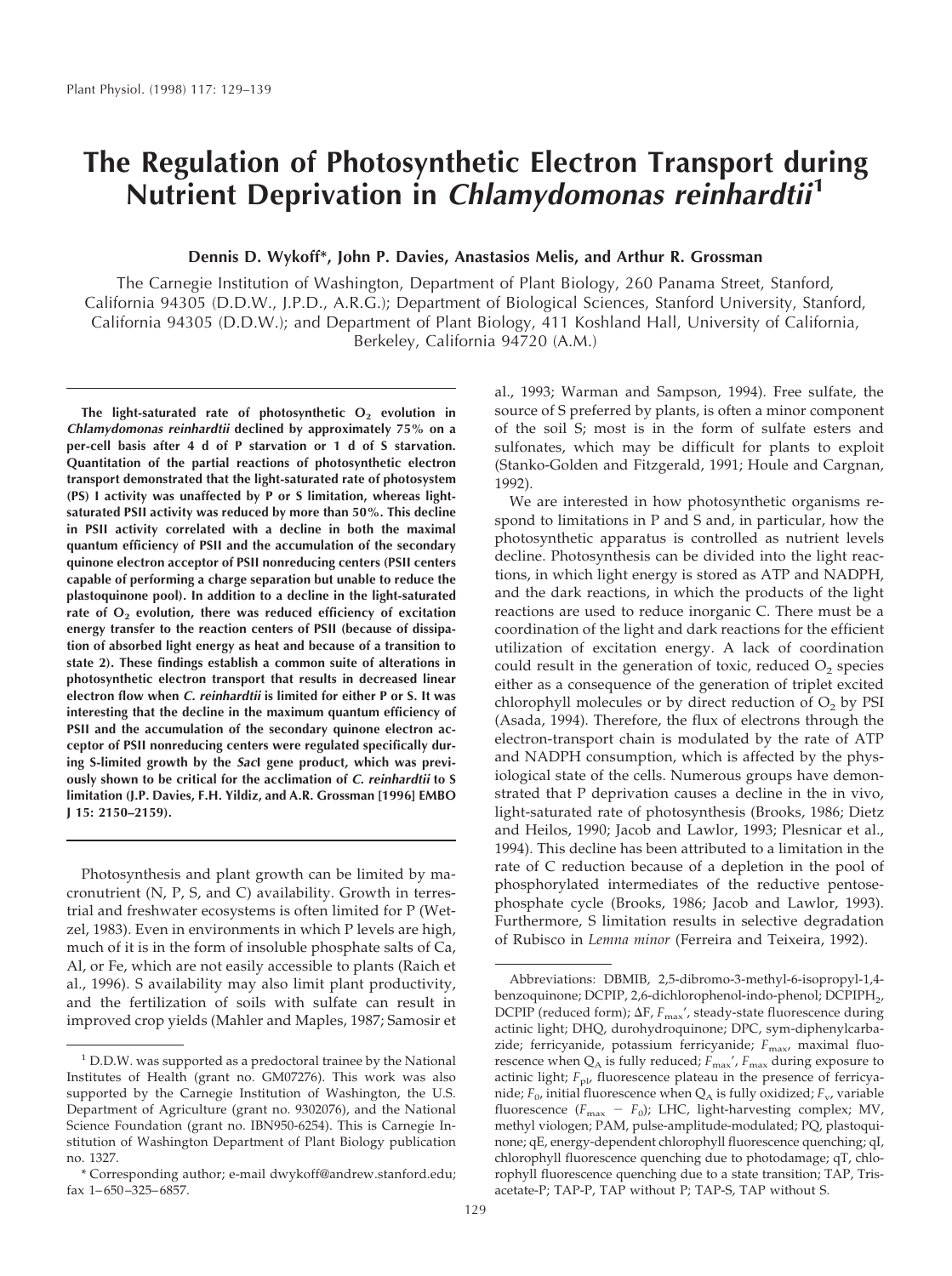# The Regulation of Photosynthetic Electron Transport during Nutrient Deprivation in *Chlamydomonas reinhardtii*[1]

**Dennis D. Wykoff*, John P. Davies, Anastasios Melis, and Arthur R. Grossman**

The Carnegie Institution of Washington, Department of Plant Biology, 260 Panama Street, Stanford, California 94305 (D.D.W., J.P.D., A.R.G.); Department of Biological Sciences, Stanford University, Stanford, California 94305 (D.D.W.); and Department of Plant Biology, 411 Koshland Hall, University of California, Berkeley, California 94720 (A.M.)

**The light-saturated rate of photosynthetic $O_2$ evolution in *Chlamydomonas reinhardtii* declined by approximately 75% on a per-cell basis after 4 d of P starvation or 1 d of S starvation. Quantitation of the partial reactions of photosynthetic electron transport demonstrated that the light-saturated rate of photosystem (PS) I activity was unaffected by P or S limitation, whereas light-saturated PSII activity was reduced by more than 50%. This decline in PSII activity correlated with a decline in both the maximal quantum efficiency of PSII and the accumulation of the secondary quinone electron acceptor of PSII nonreducing centers (PSII centers capable of performing a charge separation but unable to reduce the plastoquinone pool). In addition to a decline in the light-saturated rate of $O_2$ evolution, there was reduced efficiency of excitation energy transfer to the reaction centers of PSII (because of dissipation of absorbed light energy as heat and because of a transition to state 2). These findings establish a common suite of alterations in photosynthetic electron transport that results in decreased linear electron flow when *C. reinhardtii* is limited for either P or S. It was interesting that the decline in the maximum quantum efficiency of PSII and the accumulation of the secondary quinone electron acceptor of PSII nonreducing centers were regulated specifically during S-limited growth by the *SacI* gene product, which was previously shown to be critical for the acclimation of *C. reinhardtii* to S limitation (J.P. Davies, F.H. Yildiz, and A.R. Grossman [1996] EMBO J 15: 2150–2159).**

Photosynthesis and plant growth can be limited by macronutrient (N, P, S, and C) availability. Growth in terrestrial and freshwater ecosystems is often limited for P (Wetzel, 1983). Even in environments in which P levels are high, much of it is in the form of insoluble phosphate salts of Ca, Al, or Fe, which are not easily accessible to plants (Raich et al., 1996). S availability may also limit plant productivity, and the fertilization of soils with sulfate can result in improved crop yields (Mahler and Maples, 1987; Samosir et al., 1993; Warman and Sampson, 1994). Free sulfate, the source of S preferred by plants, is often a minor component of the soil S; most is in the form of sulfate esters and sulfonates, which may be difficult for plants to exploit (Stanko-Golden and Fitzgerald, 1991; Houle and Cargnan, 1992).

We are interested in how photosynthetic organisms respond to limitations in P and S and, in particular, how the photosynthetic apparatus is controlled as nutrient levels decline. Photosynthesis can be divided into the light reactions, in which light energy is stored as ATP and NADPH, and the dark reactions, in which the products of the light reactions are used to reduce inorganic C. There must be a coordination of the light and dark reactions for the efficient utilization of excitation energy. A lack of coordination could result in the generation of toxic, reduced $O_2$ species either as a consequence of the generation of triplet excited chlorophyll molecules or by direct reduction of $O_2$ by PSI (Asada, 1994). Therefore, the flux of electrons through the electron-transport chain is modulated by the rate of ATP and NADPH consumption, which is affected by the physiological state of the cells. Numerous groups have demonstrated that P deprivation causes a decline in the in vivo, light-saturated rate of photosynthesis (Brooks, 1986; Dietz and Heilos, 1990; Jacob and Lawlor, 1993; Plesnicar et al., 1994). This decline has been attributed to a limitation in the rate of C reduction because of a depletion in the pool of phosphorylated intermediates of the reductive pentose-phosphate cycle (Brooks, 1986; Jacob and Lawlor, 1993). Furthermore, S limitation results in selective degradation of Rubisco in *Lemna minor* (Ferreira and Teixeira, 1992).

[1] D.D.W. was supported as a predoctoral trainee by the National Institutes of Health (grant no. GM07276). This work was also supported by the Carnegie Institution of Washington, the U.S. Department of Agriculture (grant no. 9302076), and the National Science Foundation (grant no. IBN950-6254). This is Carnegie Institution of Washington Department of Plant Biology publication no. 1327.

\* Corresponding author; e-mail dwykoff@andrew.stanford.edu; fax 1–650–325–6857.

Abbreviations: DBMIB, 2,5-dibromo-3-methyl-6-isopropyl-1,4-benzoquinone; DCPIP, 2,6-dichlorophenol-indo-phenol; $DCPIPH_2$, DCPIP (reduced form); $\Delta F$, $F_{max}'$, steady-state fluorescence during actinic light; DHQ, durohydroquinone; DPC, sym-diphenylcarbazide; ferricyanide, potassium ferricyanide; $F_{max}$, maximal fluorescence when $Q_A$ is fully reduced; $F_{max}'$, $F_{max}$ during exposure to actinic light; $F_{pl}$, fluorescence plateau in the presence of ferricyanide; $F_0$, initial fluorescence when $Q_A$ is fully oxidized; $F_v$, variable fluorescence ($F_{max} - F_0$); LHC, light-harvesting complex; MV, methyl viologen; PAM, pulse-amplitude-modulated; PQ, plastoquinone; qE, energy-dependent chlorophyll fluorescence quenching; qI, chlorophyll fluorescence quenching due to photodamage; qT, chlorophyll fluorescence quenching due to a state transition; TAP, Tris-acetate-P; TAP-P, TAP without P; TAP-S, TAP without S.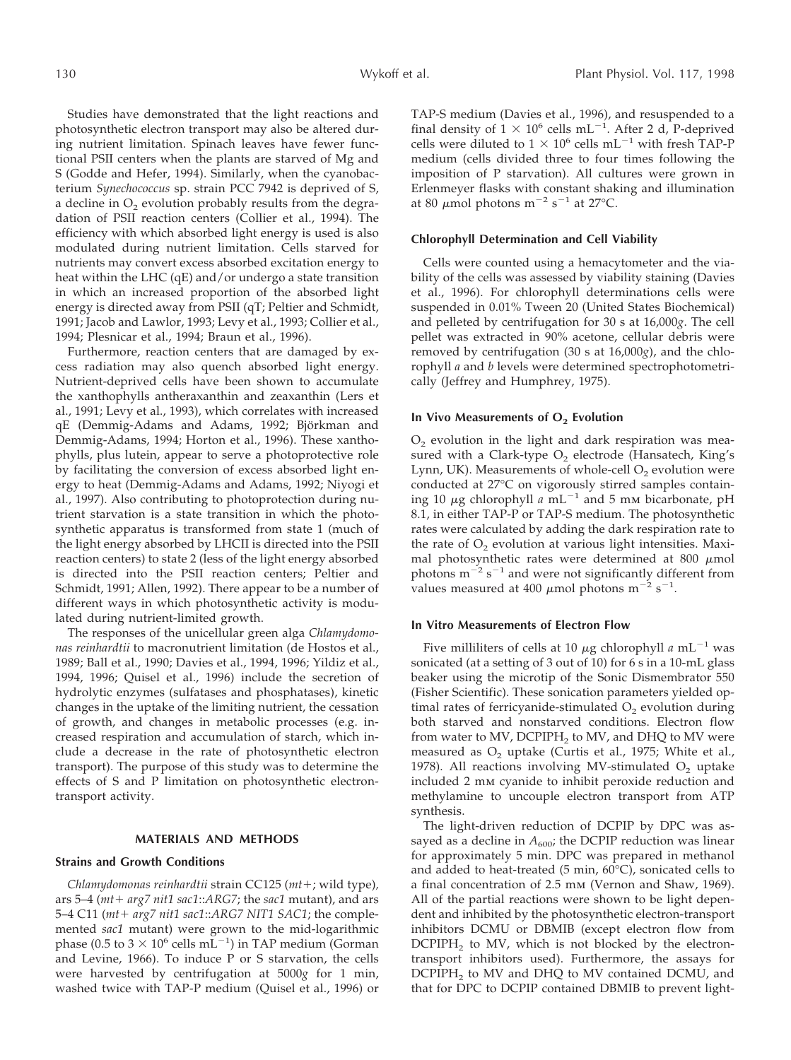Studies have demonstrated that the light reactions and photosynthetic electron transport may also be altered during nutrient limitation. Spinach leaves have fewer functional PSII centers when the plants are starved of Mg and S (Godde and Hefer, 1994). Similarly, when the cyanobacterium *Synechococcus* sp. strain PCC 7942 is deprived of S, a decline in $O_2$ evolution probably results from the degradation of PSII reaction centers (Collier et al., 1994). The efficiency with which absorbed light energy is used is also modulated during nutrient limitation. Cells starved for nutrients may convert excess absorbed excitation energy to heat within the LHC (qE) and/or undergo a state transition in which an increased proportion of the absorbed light energy is directed away from PSII (qT; Peltier and Schmidt, 1991; Jacob and Lawlor, 1993; Levy et al., 1993; Collier et al., 1994; Plesnicar et al., 1994; Braun et al., 1996).

Furthermore, reaction centers that are damaged by excess radiation may also quench absorbed light energy. Nutrient-deprived cells have been shown to accumulate the xanthophylls antheraxanthin and zeaxanthin (Lers et al., 1991; Levy et al., 1993), which correlates with increased qE (Demmig-Adams and Adams, 1992; Björkman and Demmig-Adams, 1994; Horton et al., 1996). These xanthophylls, plus lutein, appear to serve a photoprotective role by facilitating the conversion of excess absorbed light energy to heat (Demmig-Adams and Adams, 1992; Niyogi et al., 1997). Also contributing to photoprotection during nutrient starvation is a state transition in which the photosynthetic apparatus is transformed from state 1 (much of the light energy absorbed by LHCII is directed into the PSII reaction centers) to state 2 (less of the light energy absorbed is directed into the PSII reaction centers; Peltier and Schmidt, 1991; Allen, 1992). There appear to be a number of different ways in which photosynthetic activity is modulated during nutrient-limited growth.

The responses of the unicellular green alga *Chlamydomonas reinhardtii* to macronutrient limitation (de Hostos et al., 1989; Ball et al., 1990; Davies et al., 1994, 1996; Yildiz et al., 1994, 1996; Quisel et al., 1996) include the secretion of hydrolytic enzymes (sulfatases and phosphatases), kinetic changes in the uptake of the limiting nutrient, the cessation of growth, and changes in metabolic processes (e.g. increased respiration and accumulation of starch, which include a decrease in the rate of photosynthetic electron transport). The purpose of this study was to determine the effects of S and P limitation on photosynthetic electron-transport activity.

## MATERIALS AND METHODS

### Strains and Growth Conditions

*Chlamydomonas reinhardtii* strain CC125 (*mt+*; wild type), ars 5–4 (*mt+ arg7 nit1 sac1*::*ARG7*; the *sac1* mutant), and ars 5–4 C11 (*mt+ arg7 nit1 sac1*::*ARG7 NIT1 SAC1*; the complemented *sac1* mutant) were grown to the mid-logarithmic phase (0.5 to $3 \times 10^6$ cells $mL^{-1}$) in TAP medium (Gorman and Levine, 1966). To induce P or S starvation, the cells were harvested by centrifugation at 5000*g* for 1 min, washed twice with TAP-P medium (Quisel et al., 1996) or TAP-S medium (Davies et al., 1996), and resuspended to a final density of $1 \times 10^6$ cells $mL^{-1}$. After 2 d, P-deprived cells were diluted to $1 \times 10^6$ cells $mL^{-1}$ with fresh TAP-P medium (cells divided three to four times following the imposition of P starvation). All cultures were grown in Erlenmeyer flasks with constant shaking and illumination at 80 $\mu$mol photons $m^{-2}$ $s^{-1}$ at 27°C.

### Chlorophyll Determination and Cell Viability

Cells were counted using a hemacytometer and the viability of the cells was assessed by viability staining (Davies et al., 1996). For chlorophyll determinations cells were suspended in 0.01% Tween 20 (United States Biochemical) and pelleted by centrifugation for 30 s at 16,000*g*. The cell pellet was extracted in 90% acetone, cellular debris were removed by centrifugation (30 s at 16,000*g*), and the chlorophyll *a* and *b* levels were determined spectrophotometrically (Jeffrey and Humphrey, 1975).

### In Vivo Measurements of $O_2$ Evolution

$O_2$ evolution in the light and dark respiration was measured with a Clark-type $O_2$ electrode (Hansatech, King's Lynn, UK). Measurements of whole-cell $O_2$ evolution were conducted at 27°C on vigorously stirred samples containing 10 $\mu$g chlorophyll *a* $mL^{-1}$ and 5 mM bicarbonate, pH 8.1, in either TAP-P or TAP-S medium. The photosynthetic rates were calculated by adding the dark respiration rate to the rate of $O_2$ evolution at various light intensities. Maximal photosynthetic rates were determined at 800 $\mu$mol photons $m^{-2}$ $s^{-1}$ and were not significantly different from values measured at 400 $\mu$mol photons $m^{-2}$ $s^{-1}$.

### In Vitro Measurements of Electron Flow

Five milliliters of cells at 10 $\mu$g chlorophyll *a* $mL^{-1}$ was sonicated (at a setting of 3 out of 10) for 6 s in a 10-mL glass beaker using the microtip of the Sonic Dismembrator 550 (Fisher Scientific). These sonication parameters yielded optimal rates of ferricyanide-stimulated $O_2$ evolution during both starved and nonstarved conditions. Electron flow from water to MV, $DCPIPH_2$ to MV, and DHQ to MV were measured as $O_2$ uptake (Curtis et al., 1975; White et al., 1978). All reactions involving MV-stimulated $O_2$ uptake included 2 mM cyanide to inhibit peroxide reduction and methylamine to uncouple electron transport from ATP synthesis.

The light-driven reduction of DCPIP by DPC was assayed as a decline in $A_{600}$; the DCPIP reduction was linear for approximately 5 min. DPC was prepared in methanol and added to heat-treated (5 min, 60°C), sonicated cells to a final concentration of 2.5 mM (Vernon and Shaw, 1969). All of the partial reactions were shown to be light dependent and inhibited by the photosynthetic electron-transport inhibitors DCMU or DBMIB (except electron flow from $DCPIPH_2$ to MV, which is not blocked by the electron-transport inhibitors used). Furthermore, the assays for $DCPIPH_2$ to MV and DHQ to MV contained DCMU, and that for DPC to DCPIP contained DBMIB to prevent light-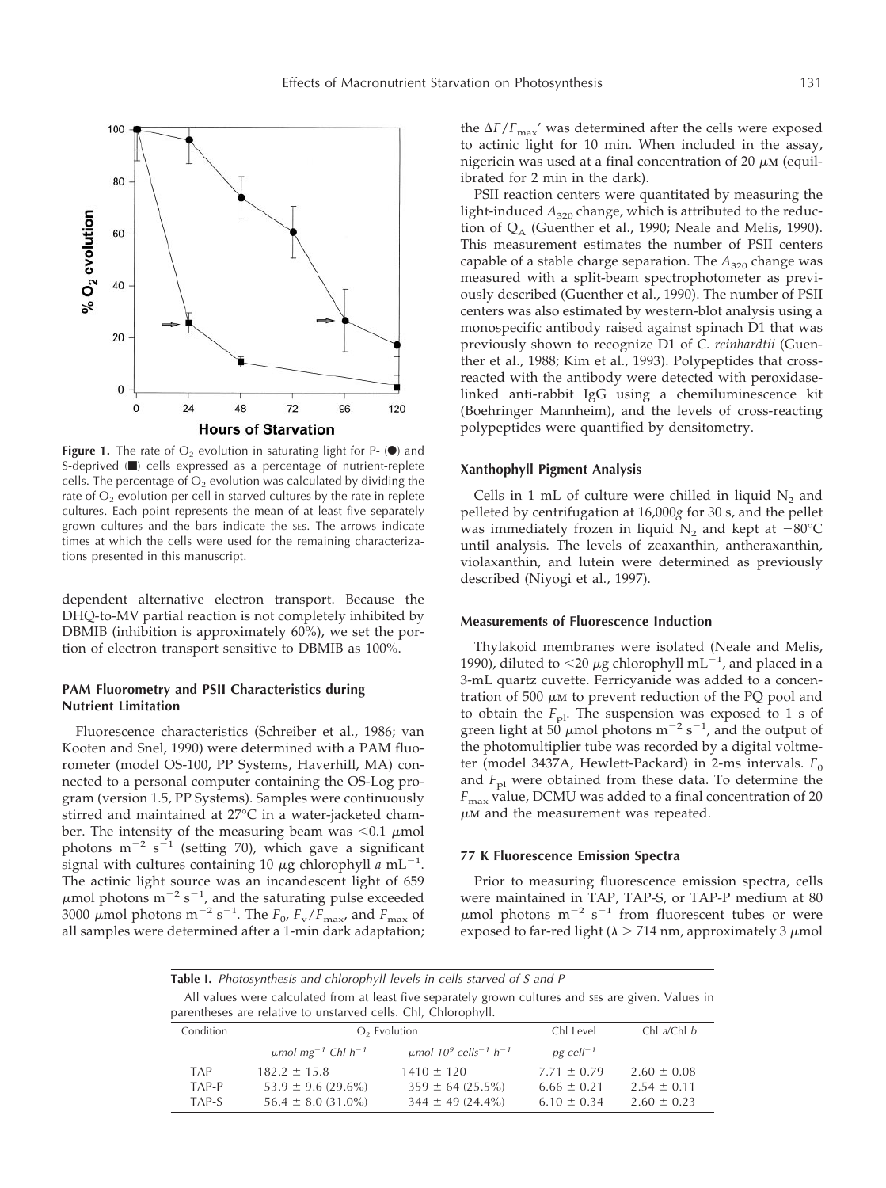**Figure 1.** The rate of $O_2$ evolution in saturating light for P- (●) and S-deprived (■) cells expressed as a percentage of nutrient-replete cells. The percentage of $O_2$ evolution was calculated by dividing the rate of $O_2$ evolution per cell in starved cultures by the rate in replete cultures. Each point represents the mean of at least five separately grown cultures and the bars indicate the SES. The arrows indicate times at which the cells were used for the remaining characterizations presented in this manuscript.

dependent alternative electron transport. Because the DHQ-to-MV partial reaction is not completely inhibited by DBMIB (inhibition is approximately 60%), we set the portion of electron transport sensitive to DBMIB as 100%.

### PAM Fluorometry and PSII Characteristics during Nutrient Limitation

Fluorescence characteristics (Schreiber et al., 1986; van Kooten and Snel, 1990) were determined with a PAM fluorometer (model OS-100, PP Systems, Haverhill, MA) connected to a personal computer containing the OS-Log program (version 1.5, PP Systems). Samples were continuously stirred and maintained at 27°C in a water-jacketed chamber. The intensity of the measuring beam was <0.1 $\mu$mol photons $m^{-2}$ $s^{-1}$ (setting 70), which gave a significant signal with cultures containing 10 $\mu$g chlorophyll *a* $mL^{-1}$. The actinic light source was an incandescent light of 659 $\mu$mol photons $m^{-2}$ $s^{-1}$, and the saturating pulse exceeded 3000 $\mu$mol photons $m^{-2}$ $s^{-1}$. The $F_0$, $F_v/F_{max}$, and $F_{max}$ of all samples were determined after a 1-min dark adaptation; the $\Delta F/F_{max}'$ was determined after the cells were exposed to actinic light for 10 min. When included in the assay, nigericin was used at a final concentration of 20 $\mu$M (equilibrated for 2 min in the dark).

PSII reaction centers were quantitated by measuring the light-induced $A_{320}$ change, which is attributed to the reduction of $Q_A$ (Guenther et al., 1990; Neale and Melis, 1990). This measurement estimates the number of PSII centers capable of a stable charge separation. The $A_{320}$ change was measured with a split-beam spectrophotometer as previously described (Guenther et al., 1990). The number of PSII centers was also estimated by western-blot analysis using a monospecific antibody raised against spinach D1 that was previously shown to recognize D1 of *C. reinhardtii* (Guenther et al., 1988; Kim et al., 1993). Polypeptides that cross-reacted with the antibody were detected with peroxidase-linked anti-rabbit IgG using a chemiluminescence kit (Boehringer Mannheim), and the levels of cross-reacting polypeptides were quantified by densitometry.

### Xanthophyll Pigment Analysis

Cells in 1 mL of culture were chilled in liquid $N_2$ and pelleted by centrifugation at 16,000*g* for 30 s, and the pellet was immediately frozen in liquid $N_2$ and kept at −80°C until analysis. The levels of zeaxanthin, antheraxanthin, violaxanthin, and lutein were determined as previously described (Niyogi et al., 1997).

### Measurements of Fluorescence Induction

Thylakoid membranes were isolated (Neale and Melis, 1990), diluted to <20 $\mu$g chlorophyll $mL^{-1}$, and placed in a 3-mL quartz cuvette. Ferricyanide was added to a concentration of 500 $\mu$M to prevent reduction of the PQ pool and to obtain the $F_{pl}$. The suspension was exposed to 1 s of green light at 50 $\mu$mol photons $m^{-2}$ $s^{-1}$, and the output of the photomultiplier tube was recorded by a digital voltmeter (model 3437A, Hewlett-Packard) in 2-ms intervals. $F_0$ and $F_{pl}$ were obtained from these data. To determine the $F_{max}$ value, DCMU was added to a final concentration of 20 $\mu$M and the measurement was repeated.

### 77 K Fluorescence Emission Spectra

Prior to measuring fluorescence emission spectra, cells were maintained in TAP, TAP-S, or TAP-P medium at 80 $\mu$mol photons $m^{-2}$ $s^{-1}$ from fluorescent tubes or were exposed to far-red light ($\lambda$ > 714 nm, approximately 3 $\mu$mol

**Table I.** *Photosynthesis and chlorophyll levels in cells starved of S and P*

All values were calculated from at least five separately grown cultures and SES are given. Values in parentheses are relative to unstarved cells. Chl, Chlorophyll.

| Condition | $O_2$ Evolution | | Chl Level | Chl *a*/Chl *b* |
|---|---|---|---|---|
| | *$\mu$mol $mg^{-1}$ Chl $h^{-1}$* | *$\mu$mol $10^9$ $cells^{-1}$ $h^{-1}$* | *pg $cell^{-1}$* | |
| TAP | 182.2 ± 15.8 | 1410 ± 120 | 7.71 ± 0.79 | 2.60 ± 0.08 |
| TAP-P | 53.9 ± 9.6 (29.6%) | 359 ± 64 (25.5%) | 6.66 ± 0.21 | 2.54 ± 0.11 |
| TAP-S | 56.4 ± 8.0 (31.0%) | 344 ± 49 (24.4%) | 6.10 ± 0.34 | 2.60 ± 0.23 |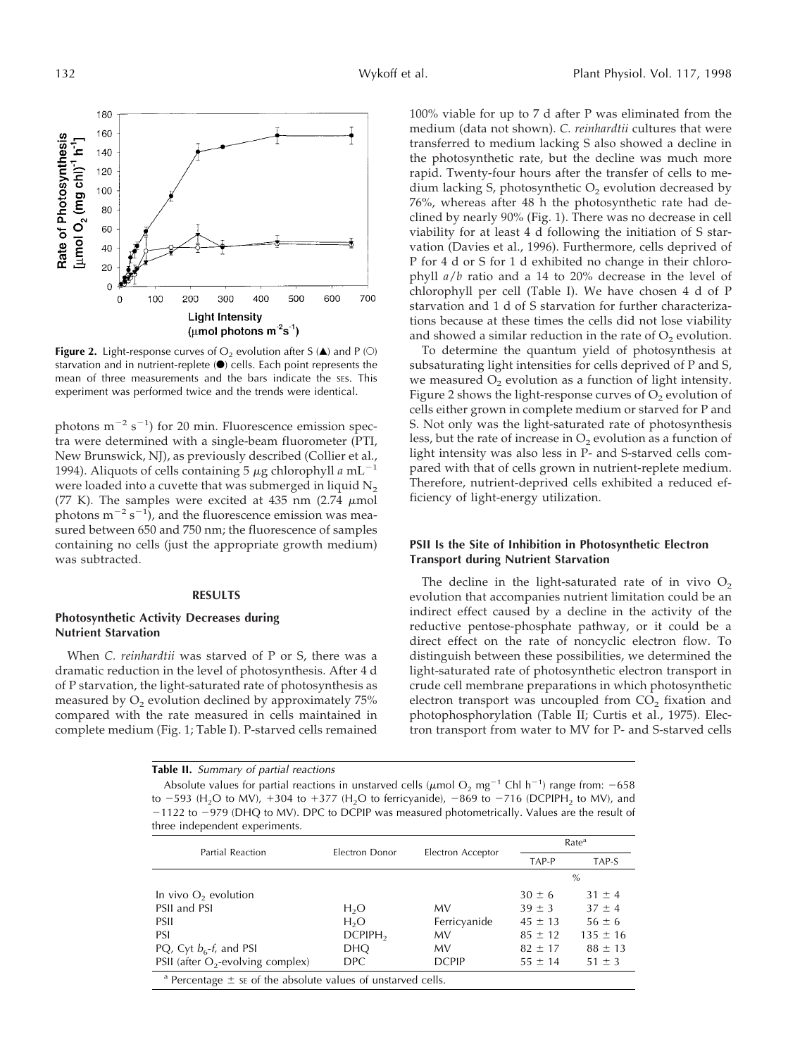**Figure 2.** Light-response curves of $O_2$ evolution after S (▲) and P (○) starvation and in nutrient-replete (●) cells. Each point represents the mean of three measurements and the bars indicate the SES. This experiment was performed twice and the trends were identical.

photons $m^{-2}$ $s^{-1}$) for 20 min. Fluorescence emission spectra were determined with a single-beam fluorometer (PTI, New Brunswick, NJ), as previously described (Collier et al., 1994). Aliquots of cells containing 5 $\mu$g chlorophyll *a* $mL^{-1}$ were loaded into a cuvette that was submerged in liquid $N_2$ (77 K). The samples were excited at 435 nm (2.74 $\mu$mol photons $m^{-2}$ $s^{-1}$), and the fluorescence emission was measured between 650 and 750 nm; the fluorescence of samples containing no cells (just the appropriate growth medium) was subtracted.

## RESULTS

### Photosynthetic Activity Decreases during Nutrient Starvation

When *C. reinhardtii* was starved of P or S, there was a dramatic reduction in the level of photosynthesis. After 4 d of P starvation, the light-saturated rate of photosynthesis as measured by $O_2$ evolution declined by approximately 75% compared with the rate measured in cells maintained in complete medium (Fig. 1; Table I). P-starved cells remained 100% viable for up to 7 d after P was eliminated from the medium (data not shown). *C. reinhardtii* cultures that were transferred to medium lacking S also showed a decline in the photosynthetic rate, but the decline was much more rapid. Twenty-four hours after the transfer of cells to medium lacking S, photosynthetic $O_2$ evolution decreased by 76%, whereas after 48 h the photosynthetic rate had declined by nearly 90% (Fig. 1). There was no decrease in cell viability for at least 4 d following the initiation of S starvation (Davies et al., 1996). Furthermore, cells deprived of P for 4 d or S for 1 d exhibited no change in their chlorophyll *a*/*b* ratio and a 14 to 20% decrease in the level of chlorophyll per cell (Table I). We have chosen 4 d of P starvation and 1 d of S starvation for further characterizations because at these times the cells did not lose viability and showed a similar reduction in the rate of $O_2$ evolution.

To determine the quantum yield of photosynthesis at subsaturating light intensities for cells deprived of P and S, we measured $O_2$ evolution as a function of light intensity. Figure 2 shows the light-response curves of $O_2$ evolution of cells either grown in complete medium or starved for P and S. Not only was the light-saturated rate of photosynthesis less, but the rate of increase in $O_2$ evolution as a function of light intensity was also less in P- and S-starved cells compared with that of cells grown in nutrient-replete medium. Therefore, nutrient-deprived cells exhibited a reduced efficiency of light-energy utilization.

### PSII Is the Site of Inhibition in Photosynthetic Electron Transport during Nutrient Starvation

The decline in the light-saturated rate of in vivo $O_2$ evolution that accompanies nutrient limitation could be an indirect effect caused by a decline in the activity of the reductive pentose-phosphate pathway, or it could be a direct effect on the rate of noncyclic electron flow. To distinguish between these possibilities, we determined the light-saturated rate of photosynthetic electron transport in crude cell membrane preparations in which photosynthetic electron transport was uncoupled from $CO_2$ fixation and photophosphorylation (Table II; Curtis et al., 1975). Electron transport from water to MV for P- and S-starved cells

**Table II.** *Summary of partial reactions*

Absolute values for partial reactions in unstarved cells ($\mu$mol $O_2$ $mg^{-1}$ Chl $h^{-1}$) range from: −658 to −593 ($H_2O$ to MV), +304 to +377 ($H_2O$ to ferricyanide), −869 to −716 ($DCPIPH_2$ to MV), and −1122 to −979 (DHQ to MV). DPC to DCPIP was measured photometrically. Values are the result of three independent experiments.

| Partial Reaction | Electron Donor | Electron Acceptor | Rate[a] | |
|---|---|---|---|---|
| | | | TAP-P | TAP-S |
| | | | % | |
| In vivo $O_2$ evolution | | | 30 ± 6 | 31 ± 4 |
| PSII and PSI | $H_2O$ | MV | 39 ± 3 | 37 ± 4 |
| PSII | $H_2O$ | Ferricyanide | 45 ± 13 | 56 ± 6 |
| PSI | $DCPIPH_2$ | MV | 85 ± 12 | 135 ± 16 |
| PQ, Cyt $b_6$-*f*, and PSI | DHQ | MV | 82 ± 17 | 88 ± 13 |
| PSII (after $O_2$-evolving complex) | DPC | DCPIP | 55 ± 14 | 51 ± 3 |

[a] Percentage ± SE of the absolute values of unstarved cells.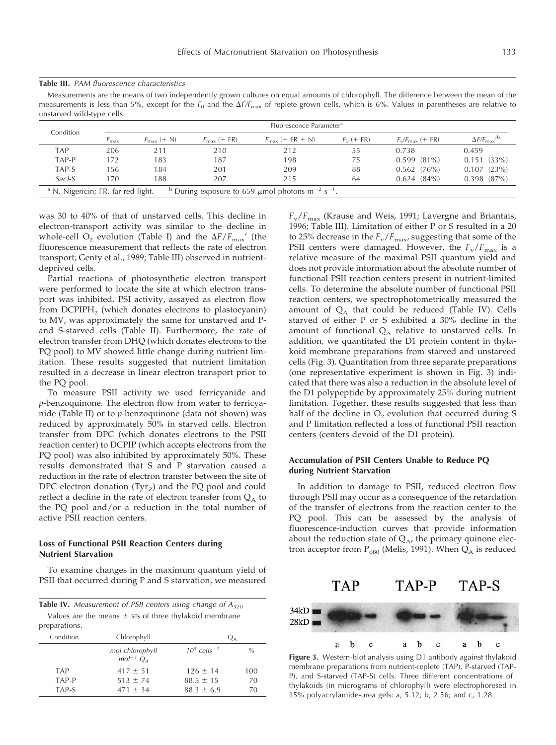**Table III.** *PAM fluorescence characteristics*

Measurements are the means of two independently grown cultures on equal amounts of chlorophyll. The difference between the mean of the measurements is less than 5%, except for the $F_0$ and the $\Delta F/F_{max}$ of replete-grown cells, which is 6%. Values in parentheses are relative to unstarved wild-type cells.

| Condition | Fluorescence Parameter[a] | | | | | | |
|---|---|---|---|---|---|---|---|
| | $F_{max}$ | $F_{max}$ (+ N) | $F_{max}$ (+ FR) | $F_{max}$ (+ FR + N) | $F_0$ (+ FR) | $F_v/F_{max}$ (+ FR) | $\Delta F/F_{max}{}'$[b] |
| TAP | 206 | 211 | 210 | 212 | 55 | 0.738 | 0.459 |
| TAP-P | 172 | 183 | 187 | 198 | 75 | 0.599 (81%) | 0.151 (33%) |
| TAP-S | 156 | 184 | 201 | 209 | 88 | 0.562 (76%) | 0.107 (23%) |
| *SacI*-S | 170 | 188 | 207 | 215 | 64 | 0.624 (84%) | 0.398 (87%) |

[a] N, Nigericin; FR, far-red light. [b] During exposure to 659 $\mu$mol photons $m^{-2}$ $s^{-1}$.

was 30 to 40% of that of unstarved cells. This decline in electron-transport activity was similar to the decline in whole-cell $O_2$ evolution (Table I) and the $\Delta F/F_{max}{}'$ (the fluorescence measurement that reflects the rate of electron transport; Genty et al., 1989; Table III) observed in nutrient-deprived cells.

Partial reactions of photosynthetic electron transport were performed to locate the site at which electron transport was inhibited. PSI activity, assayed as electron flow from $DCPIPH_2$ (which donates electrons to plastocyanin) to MV, was approximately the same for unstarved and P- and S-starved cells (Table II). Furthermore, the rate of electron transfer from DHQ (which donates electrons to the PQ pool) to MV showed little change during nutrient limitation. These results suggested that nutrient limitation resulted in a decrease in linear electron transport prior to the PQ pool.

To measure PSII activity we used ferricyanide and *p*-benzoquinone. The electron flow from water to ferricyanide (Table II) or to *p*-benzoquinone (data not shown) was reduced by approximately 50% in starved cells. Electron transfer from DPC (which donates electrons to the PSII reaction center) to DCPIP (which accepts electrons from the PQ pool) was also inhibited by approximately 50%. These results demonstrated that S and P starvation caused a reduction in the rate of electron transfer between the site of DPC electron donation ($Tyr_Z$) and the PQ pool and could reflect a decline in the rate of electron transfer from $Q_A$ to the PQ pool and/or a reduction in the total number of active PSII reaction centers.

### Loss of Functional PSII Reaction Centers during Nutrient Starvation

To examine changes in the maximum quantum yield of PSII that occurred during P and S starvation, we measured

**Table IV.** *Measurement of PSII centers using change of $A_{320}$*

Values are the means ± SES of three thylakoid membrane preparations.

| Condition | Chlorophyll | $Q_A$ | |
|---|---|---|---|
| | *mol chlorophyll mol*$^{-1}$ *$Q_A$* | $10^5$ *cells*$^{-1}$ | *%* |
| TAP | 417 ± 51 | 126 ± 14 | 100 |
| TAP-P | 513 ± 74 | 88.5 ± 15 | 70 |
| TAP-S | 471 ± 34 | 88.3 ± 6.9 | 70 |

$F_v/F_{max}$ (Krause and Weis, 1991; Lavergne and Briantais, 1996; Table III). Limitation of either P or S resulted in a 20 to 25% decrease in the $F_v/F_{max}$, suggesting that some of the PSII centers were damaged. However, the $F_v/F_{max}$ is a relative measure of the maximal PSII quantum yield and does not provide information about the absolute number of functional PSII reaction centers present in nutrient-limited cells. To determine the absolute number of functional PSII reaction centers, we spectrophotometrically measured the amount of $Q_A$ that could be reduced (Table IV). Cells starved of either P or S exhibited a 30% decline in the amount of functional $Q_A$ relative to unstarved cells. In addition, we quantitated the D1 protein content in thylakoid membrane preparations from starved and unstarved cells (Fig. 3). Quantitation from three separate preparations (one representative experiment is shown in Fig. 3) indicated that there was also a reduction in the absolute level of the D1 polypeptide by approximately 25% during nutrient limitation. Together, these results suggested that less than half of the decline in $O_2$ evolution that occurred during S and P limitation reflected a loss of functional PSII reaction centers (centers devoid of the D1 protein).

### Accumulation of PSII Centers Unable to Reduce PQ during Nutrient Starvation

In addition to damage to PSII, reduced electron flow through PSII may occur as a consequence of the retardation of the transfer of electrons from the reaction center to the PQ pool. This can be assessed by the analysis of fluorescence-induction curves that provide information about the reduction state of $Q_A$, the primary quinone electron acceptor from $P_{680}$ (Melis, 1991). When $Q_A$ is reduced

**Figure 3.** Western-blot analysis using D1 antibody against thylakoid membrane preparations from nutrient-replete (TAP), P-starved (TAP-P), and S-starved (TAP-S) cells. Three different concentrations of thylakoids (in micrograms of chlorophyll) were electrophoresed in 15% polyacrylamide-urea gels: a, 5.12; b, 2.56; and c, 1.28.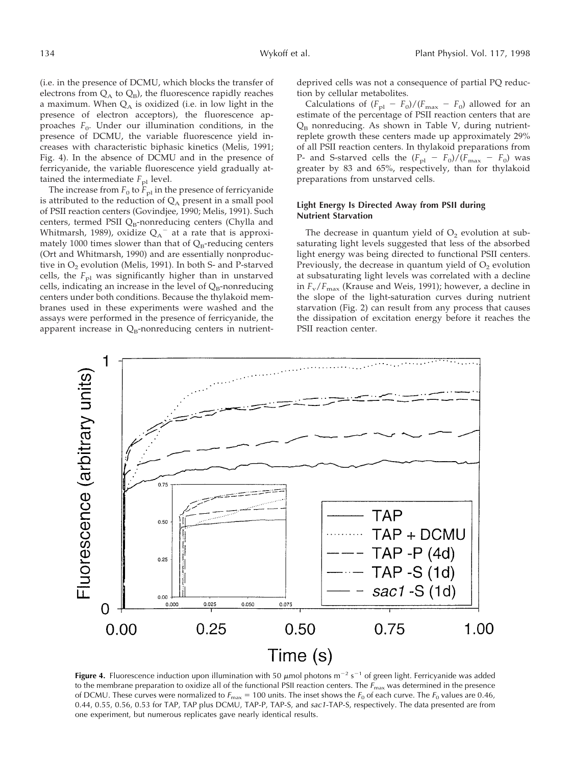(i.e. in the presence of DCMU, which blocks the transfer of electrons from $Q_A$ to $Q_B$), the fluorescence rapidly reaches a maximum. When $Q_A$ is oxidized (i.e. in low light in the presence of electron acceptors), the fluorescence approaches $F_0$. Under our illumination conditions, in the presence of DCMU, the variable fluorescence yield increases with characteristic biphasic kinetics (Melis, 1991; Fig. 4). In the absence of DCMU and in the presence of ferricyanide, the variable fluorescence yield gradually attained the intermediate $F_{pl}$ level.

The increase from $F_0$ to $F_{pl}$ in the presence of ferricyanide is attributed to the reduction of $Q_A$ present in a small pool of PSII reaction centers (Govindjee, 1990; Melis, 1991). Such centers, termed PSII $Q_B$-nonreducing centers (Chylla and Whitmarsh, 1989), oxidize $Q_A^-$ at a rate that is approximately 1000 times slower than that of $Q_B$-reducing centers (Ort and Whitmarsh, 1990) and are essentially nonproductive in $O_2$ evolution (Melis, 1991). In both S- and P-starved cells, the $F_{pl}$ was significantly higher than in unstarved cells, indicating an increase in the level of $Q_B$-nonreducing centers under both conditions. Because the thylakoid membranes used in these experiments were washed and the assays were performed in the presence of ferricyanide, the apparent increase in $Q_B$-nonreducing centers in nutrient-deprived cells was not a consequence of partial PQ reduction by cellular metabolites.

Calculations of $(F_{pl} - F_0)/(F_{max} - F_0)$ allowed for an estimate of the percentage of PSII reaction centers that are $Q_B$ nonreducing. As shown in Table V, during nutrient-replete growth these centers made up approximately 29% of all PSII reaction centers. In thylakoid preparations from P- and S-starved cells the $(F_{pl} - F_0)/(F_{max} - F_0)$ was greater by 83 and 65%, respectively, than for thylakoid preparations from unstarved cells.

### Light Energy Is Directed Away from PSII during Nutrient Starvation

The decrease in quantum yield of $O_2$ evolution at subsaturating light suggested that less of the absorbed light energy was being directed to functional PSII centers. Previously, the decrease in quantum yield of $O_2$ evolution at subsaturating light levels was correlated with a decline in $F_v/F_{max}$ (Krause and Weis, 1991); however, a decline in the slope of the light-saturation curves during nutrient starvation (Fig. 2) can result from any process that causes the dissipation of excitation energy before it reaches the PSII reaction center.

**Figure 4.** Fluorescence induction upon illumination with 50 $\mu$mol photons $m^{-2}$ $s^{-1}$ of green light. Ferricyanide was added to the membrane preparation to oxidize all of the functional PSII reaction centers. The $F_{max}$ was determined in the presence of DCMU. These curves were normalized to $F_{max}$ = 100 units. The inset shows the $F_0$ of each curve. The $F_0$ values are 0.46, 0.44, 0.55, 0.56, 0.53 for TAP, TAP plus DCMU, TAP-P, TAP-S, and *sac1*-TAP-S, respectively. The data presented are from one experiment, but numerous replicates gave nearly identical results.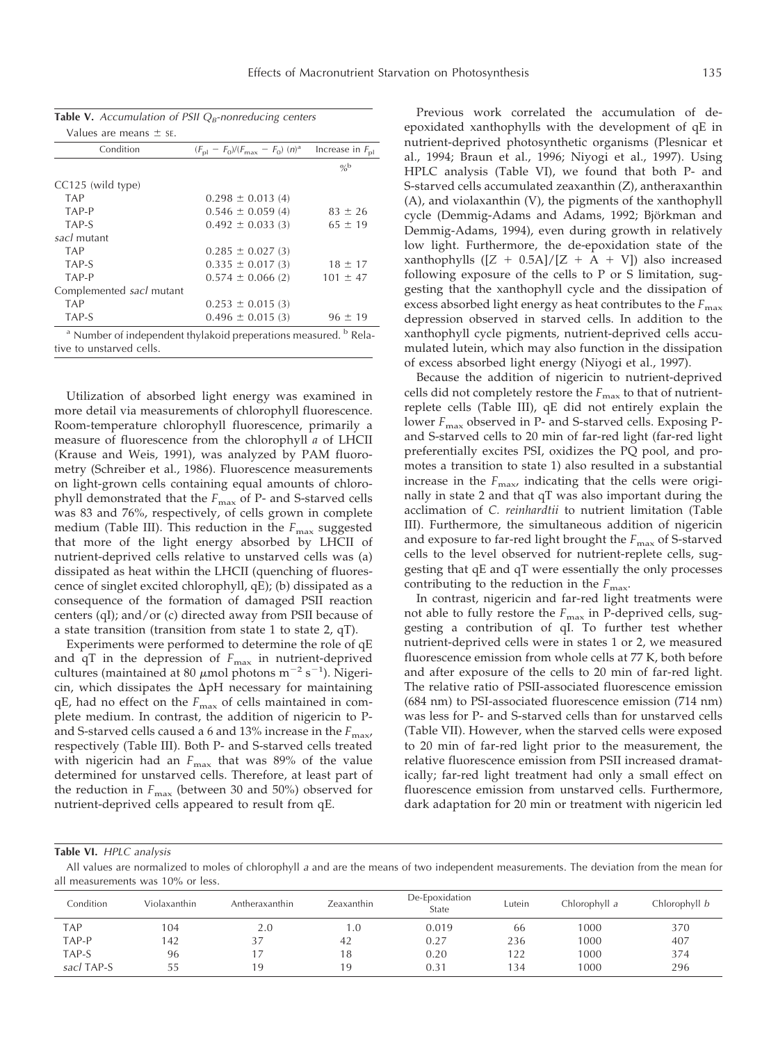**Table V.** *Accumulation of PSII $Q_B$-nonreducing centers*

Values are means ± SE.

| Condition | $(F_{pl} - F_0)/(F_{max} - F_0)$ $(n)$[a] | Increase in $F_{pl}$ |
|---|---|---|
| | | %[b] |
| CC125 (wild type) | | |
| TAP | 0.298 ± 0.013 (4) | |
| TAP-P | 0.546 ± 0.059 (4) | 83 ± 26 |
| TAP-S | 0.492 ± 0.033 (3) | 65 ± 19 |
| *sacl* mutant | | |
| TAP | 0.285 ± 0.027 (3) | |
| TAP-S | 0.335 ± 0.017 (3) | 18 ± 17 |
| TAP-P | 0.574 ± 0.066 (2) | 101 ± 47 |
| Complemented *sacl* mutant | | |
| TAP | 0.253 ± 0.015 (3) | |
| TAP-S | 0.496 ± 0.015 (3) | 96 ± 19 |

[a] Number of independent thylakoid preperations measured. [b] Relative to unstarved cells.

Utilization of absorbed light energy was examined in more detail via measurements of chlorophyll fluorescence. Room-temperature chlorophyll fluorescence, primarily a measure of fluorescence from the chlorophyll *a* of LHCII (Krause and Weis, 1991), was analyzed by PAM fluorometry (Schreiber et al., 1986). Fluorescence measurements on light-grown cells containing equal amounts of chlorophyll demonstrated that the $F_{max}$ of P- and S-starved cells was 83 and 76%, respectively, of cells grown in complete medium (Table III). This reduction in the $F_{max}$ suggested that more of the light energy absorbed by LHCII of nutrient-deprived cells relative to unstarved cells was (a) dissipated as heat within the LHCII (quenching of fluorescence of singlet excited chlorophyll, qE); (b) dissipated as a consequence of the formation of damaged PSII reaction centers (qI); and/or (c) directed away from PSII because of a state transition (transition from state 1 to state 2, qT).

Experiments were performed to determine the role of qE and qT in the depression of $F_{max}$ in nutrient-deprived cultures (maintained at 80 $\mu$mol photons $m^{-2}$ $s^{-1}$). Nigericin, which dissipates the $\Delta$pH necessary for maintaining qE, had no effect on the $F_{max}$ of cells maintained in complete medium. In contrast, the addition of nigericin to P- and S-starved cells caused a 6 and 13% increase in the $F_{max}$, respectively (Table III). Both P- and S-starved cells treated with nigericin had an $F_{max}$ that was 89% of the value determined for unstarved cells. Therefore, at least part of the reduction in $F_{max}$ (between 30 and 50%) observed for nutrient-deprived cells appeared to result from qE.

Previous work correlated the accumulation of de-epoxidated xanthophylls with the development of qE in nutrient-deprived photosynthetic organisms (Plesnicar et al., 1994; Braun et al., 1996; Niyogi et al., 1997). Using HPLC analysis (Table VI), we found that both P- and S-starved cells accumulated zeaxanthin (Z), antheraxanthin (A), and violaxanthin (V), the pigments of the xanthophyll cycle (Demmig-Adams and Adams, 1992; Björkman and Demmig-Adams, 1994), even during growth in relatively low light. Furthermore, the de-epoxidation state of the xanthophylls ([Z + 0.5A]/[Z + A + V]) also increased following exposure of the cells to P or S limitation, suggesting that the xanthophyll cycle and the dissipation of excess absorbed light energy as heat contributes to the $F_{max}$ depression observed in starved cells. In addition to the xanthophyll cycle pigments, nutrient-deprived cells accumulated lutein, which may also function in the dissipation of excess absorbed light energy (Niyogi et al., 1997).

Because the addition of nigericin to nutrient-deprived cells did not completely restore the $F_{max}$ to that of nutrient-replete cells (Table III), qE did not entirely explain the lower $F_{max}$ observed in P- and S-starved cells. Exposing P- and S-starved cells to 20 min of far-red light (far-red light preferentially excites PSI, oxidizes the PQ pool, and promotes a transition to state 1) also resulted in a substantial increase in the $F_{max}$, indicating that the cells were originally in state 2 and that qT was also important during the acclimation of *C. reinhardtii* to nutrient limitation (Table III). Furthermore, the simultaneous addition of nigericin and exposure to far-red light brought the $F_{max}$ of S-starved cells to the level observed for nutrient-replete cells, suggesting that qE and qT were essentially the only processes contributing to the reduction in the $F_{max}$.

In contrast, nigericin and far-red light treatments were not able to fully restore the $F_{max}$ in P-deprived cells, suggesting a contribution of qI. To further test whether nutrient-deprived cells were in states 1 or 2, we measured fluorescence emission from whole cells at 77 K, both before and after exposure of the cells to 20 min of far-red light. The relative ratio of PSII-associated fluorescence emission (684 nm) to PSI-associated fluorescence emission (714 nm) was less for P- and S-starved cells than for unstarved cells (Table VII). However, when the starved cells were exposed to 20 min of far-red light prior to the measurement, the relative fluorescence emission from PSII increased dramatically; far-red light treatment had only a small effect on fluorescence emission from unstarved cells. Furthermore, dark adaptation for 20 min or treatment with nigericin led

**Table VI.** *HPLC analysis*

All values are normalized to moles of chlorophyll *a* and are the means of two independent measurements. The deviation from the mean for all measurements was 10% or less.

| Condition | Violaxanthin | Antheraxanthin | Zeaxanthin | De-Epoxidation State | Lutein | Chlorophyll *a* | Chlorophyll *b* |
|---|---|---|---|---|---|---|---|
| TAP | 104 | 2.0 | 1.0 | 0.019 | 66 | 1000 | 370 |
| TAP-P | 142 | 37 | 42 | 0.27 | 236 | 1000 | 407 |
| TAP-S | 96 | 17 | 18 | 0.20 | 122 | 1000 | 374 |
| *sacl* TAP-S | 55 | 19 | 19 | 0.31 | 134 | 1000 | 296 |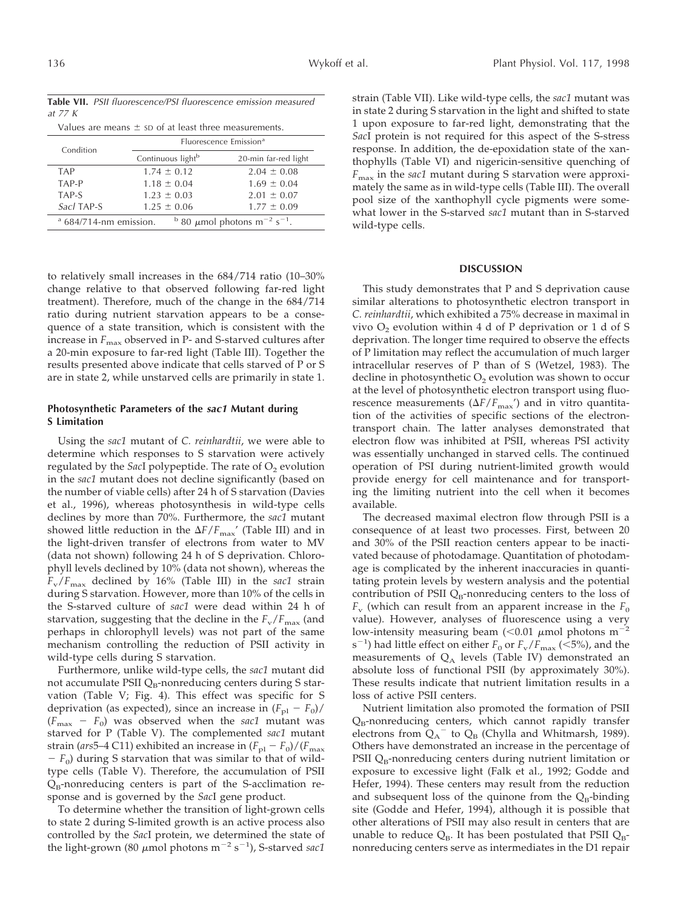**Table VII.** *PSII fluorescence/PSI fluorescence emission measured at 77 K*

Values are means ± SD of at least three measurements.

| Condition | Fluorescence Emission[a] | |
|---|---|---|
| | Continuous light[b] | 20-min far-red light |
| TAP | 1.74 ± 0.12 | 2.04 ± 0.08 |
| TAP-P | 1.18 ± 0.04 | 1.69 ± 0.04 |
| TAP-S | 1.23 ± 0.03 | 2.01 ± 0.07 |
| *SacI* TAP-S | 1.25 ± 0.06 | 1.77 ± 0.09 |

[a] 684/714-nm emission. [b] 80 $\mu$mol photons $m^{-2}$ $s^{-1}$.

to relatively small increases in the 684/714 ratio (10–30% change relative to that observed following far-red light treatment). Therefore, much of the change in the 684/714 ratio during nutrient starvation appears to be a consequence of a state transition, which is consistent with the increase in $F_{max}$ observed in P- and S-starved cultures after a 20-min exposure to far-red light (Table III). Together the results presented above indicate that cells starved of P or S are in state 2, while unstarved cells are primarily in state 1.

### Photosynthetic Parameters of the *sac1* Mutant during S Limitation

Using the *sac1* mutant of *C. reinhardtii*, we were able to determine which responses to S starvation were actively regulated by the *Sac*I polypeptide. The rate of $O_2$ evolution in the *sac1* mutant does not decline significantly (based on the number of viable cells) after 24 h of S starvation (Davies et al., 1996), whereas photosynthesis in wild-type cells declines by more than 70%. Furthermore, the *sac1* mutant showed little reduction in the $\Delta F/F_{max}'$ (Table III) and in the light-driven transfer of electrons from water to MV (data not shown) following 24 h of S deprivation. Chlorophyll levels declined by 10% (data not shown), whereas the $F_v/F_{max}$ declined by 16% (Table III) in the *sac1* strain during S starvation. However, more than 10% of the cells in the S-starved culture of *sac1* were dead within 24 h of starvation, suggesting that the decline in the $F_v/F_{max}$ (and perhaps in chlorophyll levels) was not part of the same mechanism controlling the reduction of PSII activity in wild-type cells during S starvation.

Furthermore, unlike wild-type cells, the *sac1* mutant did not accumulate PSII $Q_B$-nonreducing centers during S starvation (Table V; Fig. 4). This effect was specific for S deprivation (as expected), since an increase in $(F_{pl} - F_0)/(F_{max} - F_0)$ was observed when the *sac1* mutant was starved for P (Table V). The complemented *sac1* mutant strain (*ars*5–4 C11) exhibited an increase in $(F_{pl} - F_0)/(F_{max} - F_0)$ during S starvation that was similar to that of wild-type cells (Table V). Therefore, the accumulation of PSII $Q_B$-nonreducing centers is part of the S-acclimation response and is governed by the *Sac*I gene product.

To determine whether the transition of light-grown cells to state 2 during S-limited growth is an active process also controlled by the *Sac*I protein, we determined the state of the light-grown (80 $\mu$mol photons $m^{-2}$ $s^{-1}$), S-starved *sac1* strain (Table VII). Like wild-type cells, the *sac1* mutant was in state 2 during S starvation in the light and shifted to state 1 upon exposure to far-red light, demonstrating that the *Sac*I protein is not required for this aspect of the S-stress response. In addition, the de-epoxidation state of the xanthophylls (Table VI) and nigericin-sensitive quenching of $F_{max}$ in the *sac1* mutant during S starvation were approximately the same as in wild-type cells (Table III). The overall pool size of the xanthophyll cycle pigments were somewhat lower in the S-starved *sac1* mutant than in S-starved wild-type cells.

## DISCUSSION

This study demonstrates that P and S deprivation cause similar alterations to photosynthetic electron transport in *C. reinhardtii*, which exhibited a 75% decrease in maximal in vivo $O_2$ evolution within 4 d of P deprivation or 1 d of S deprivation. The longer time required to observe the effects of P limitation may reflect the accumulation of much larger intracellular reserves of P than of S (Wetzel, 1983). The decline in photosynthetic $O_2$ evolution was shown to occur at the level of photosynthetic electron transport using fluorescence measurements ($\Delta F/F_{max}'$) and in vitro quantitation of the activities of specific sections of the electron-transport chain. The latter analyses demonstrated that electron flow was inhibited at PSII, whereas PSI activity was essentially unchanged in starved cells. The continued operation of PSI during nutrient-limited growth would provide energy for cell maintenance and for transporting the limiting nutrient into the cell when it becomes available.

The decreased maximal electron flow through PSII is a consequence of at least two processes. First, between 20 and 30% of the PSII reaction centers appear to be inactivated because of photodamage. Quantitation of photodamage is complicated by the inherent inaccuracies in quantitating protein levels by western analysis and the potential contribution of PSII $Q_B$-nonreducing centers to the loss of $F_v$ (which can result from an apparent increase in the $F_0$ value). However, analyses of fluorescence using a very low-intensity measuring beam (<0.01 $\mu$mol photons $m^{-2}$ $s^{-1}$) had little effect on either $F_0$ or $F_v/F_{max}$ (<5%), and the measurements of $Q_A$ levels (Table IV) demonstrated an absolute loss of functional PSII (by approximately 30%). These results indicate that nutrient limitation results in a loss of active PSII centers.

Nutrient limitation also promoted the formation of PSII $Q_B$-nonreducing centers, which cannot rapidly transfer electrons from $Q_A^-$ to $Q_B$ (Chylla and Whitmarsh, 1989). Others have demonstrated an increase in the percentage of PSII $Q_B$-nonreducing centers during nutrient limitation or exposure to excessive light (Falk et al., 1992; Godde and Hefer, 1994). These centers may result from the reduction and subsequent loss of the quinone from the $Q_B$-binding site (Godde and Hefer, 1994), although it is possible that other alterations of PSII may also result in centers that are unable to reduce $Q_B$. It has been postulated that PSII $Q_B$-nonreducing centers serve as intermediates in the D1 repair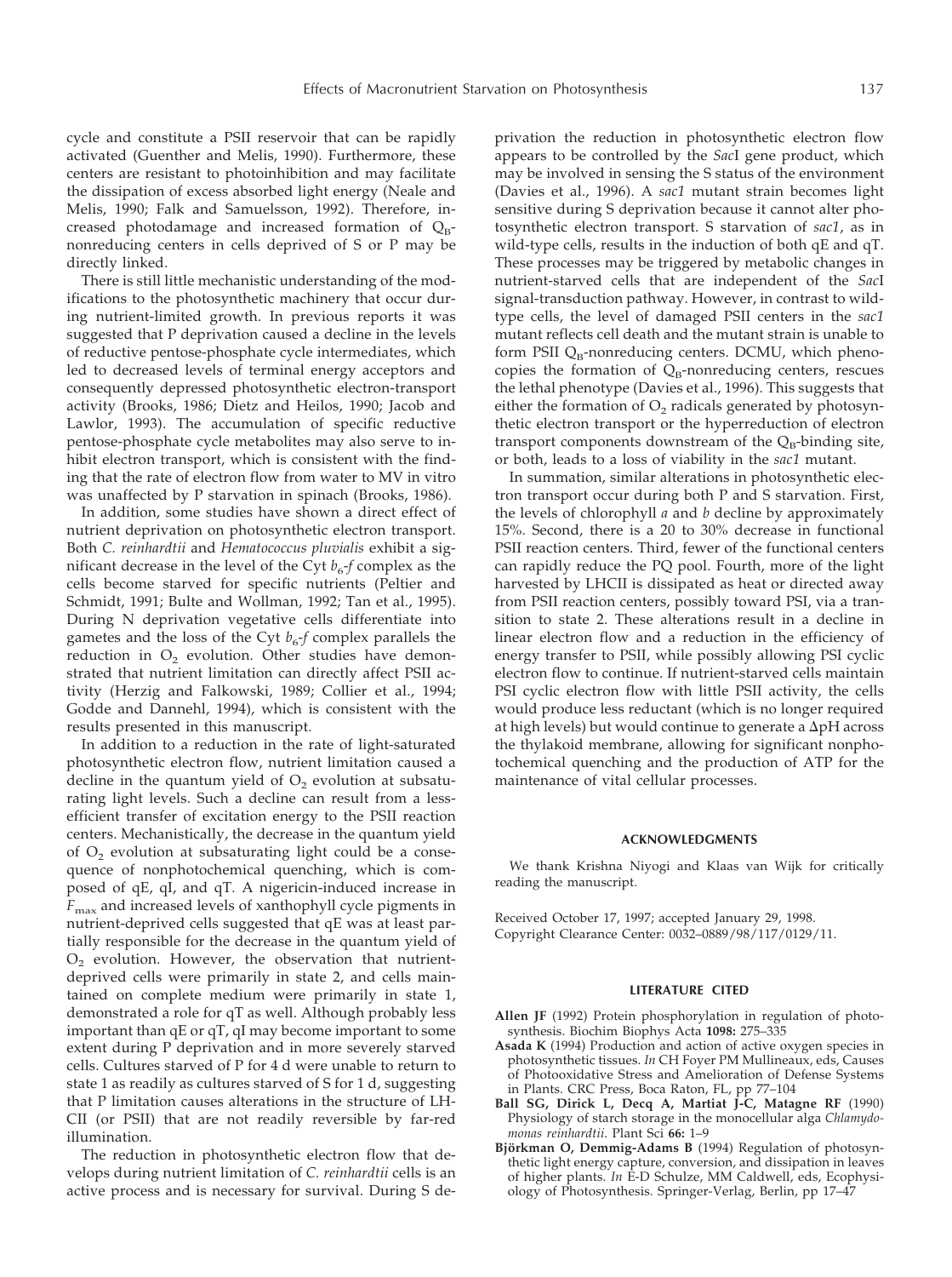cycle and constitute a PSII reservoir that can be rapidly activated (Guenther and Melis, 1990). Furthermore, these centers are resistant to photoinhibition and may facilitate the dissipation of excess absorbed light energy (Neale and Melis, 1990; Falk and Samuelsson, 1992). Therefore, increased photodamage and increased formation of $Q_B$-nonreducing centers in cells deprived of S or P may be directly linked.

There is still little mechanistic understanding of the modifications to the photosynthetic machinery that occur during nutrient-limited growth. In previous reports it was suggested that P deprivation caused a decline in the levels of reductive pentose-phosphate cycle intermediates, which led to decreased levels of terminal energy acceptors and consequently depressed photosynthetic electron-transport activity (Brooks, 1986; Dietz and Heilos, 1990; Jacob and Lawlor, 1993). The accumulation of specific reductive pentose-phosphate cycle metabolites may also serve to inhibit electron transport, which is consistent with the finding that the rate of electron flow from water to MV in vitro was unaffected by P starvation in spinach (Brooks, 1986).

In addition, some studies have shown a direct effect of nutrient deprivation on photosynthetic electron transport. Both *C. reinhardtii* and *Hematococcus pluvialis* exhibit a significant decrease in the level of the Cyt $b_6$-*f* complex as the cells become starved for specific nutrients (Peltier and Schmidt, 1991; Bulte and Wollman, 1992; Tan et al., 1995). During N deprivation vegetative cells differentiate into gametes and the loss of the Cyt $b_6$-*f* complex parallels the reduction in $O_2$ evolution. Other studies have demonstrated that nutrient limitation can directly affect PSII activity (Herzig and Falkowski, 1989; Collier et al., 1994; Godde and Dannehl, 1994), which is consistent with the results presented in this manuscript.

In addition to a reduction in the rate of light-saturated photosynthetic electron flow, nutrient limitation caused a decline in the quantum yield of $O_2$ evolution at subsaturating light levels. Such a decline can result from a less-efficient transfer of excitation energy to the PSII reaction centers. Mechanistically, the decrease in the quantum yield of $O_2$ evolution at subsaturating light could be a consequence of nonphotochemical quenching, which is composed of qE, qI, and qT. A nigericin-induced increase in $F_{max}$ and increased levels of xanthophyll cycle pigments in nutrient-deprived cells suggested that qE was at least partially responsible for the decrease in the quantum yield of $O_2$ evolution. However, the observation that nutrient-deprived cells were primarily in state 2, and cells maintained on complete medium were primarily in state 1, demonstrated a role for qT as well. Although probably less important than qE or qT, qI may become important to some extent during P deprivation and in more severely starved cells. Cultures starved of P for 4 d were unable to return to state 1 as readily as cultures starved of S for 1 d, suggesting that P limitation causes alterations in the structure of LHCII (or PSII) that are not readily reversible by far-red illumination.

The reduction in photosynthetic electron flow that develops during nutrient limitation of *C. reinhardtii* cells is an active process and is necessary for survival. During S deprivation the reduction in photosynthetic electron flow appears to be controlled by the *Sac*I gene product, which may be involved in sensing the S status of the environment (Davies et al., 1996). A *sac1* mutant strain becomes light sensitive during S deprivation because it cannot alter photosynthetic electron transport. S starvation of *sac1*, as in wild-type cells, results in the induction of both qE and qT. These processes may be triggered by metabolic changes in nutrient-starved cells that are independent of the *Sac*I signal-transduction pathway. However, in contrast to wild-type cells, the level of damaged PSII centers in the *sac1* mutant reflects cell death and the mutant strain is unable to form PSII $Q_B$-nonreducing centers. DCMU, which phenocopies the formation of $Q_B$-nonreducing centers, rescues the lethal phenotype (Davies et al., 1996). This suggests that either the formation of $O_2$ radicals generated by photosynthetic electron transport or the hyperreduction of electron transport components downstream of the $Q_B$-binding site, or both, leads to a loss of viability in the *sac1* mutant.

In summation, similar alterations in photosynthetic electron transport occur during both P and S starvation. First, the levels of chlorophyll *a* and *b* decline by approximately 15%. Second, there is a 20 to 30% decrease in functional PSII reaction centers. Third, fewer of the functional centers can rapidly reduce the PQ pool. Fourth, more of the light harvested by LHCII is dissipated as heat or directed away from PSII reaction centers, possibly toward PSI, via a transition to state 2. These alterations result in a decline in linear electron flow and a reduction in the efficiency of energy transfer to PSII, while possibly allowing PSI cyclic electron flow to continue. If nutrient-starved cells maintain PSI cyclic electron flow with little PSII activity, the cells would produce less reductant (which is no longer required at high levels) but would continue to generate a $\Delta$pH across the thylakoid membrane, allowing for significant nonphotochemical quenching and the production of ATP for the maintenance of vital cellular processes.

## ACKNOWLEDGMENTS

We thank Krishna Niyogi and Klaas van Wijk for critically reading the manuscript.

Received October 17, 1997; accepted January 29, 1998.
Copyright Clearance Center: 0032–0889/98/117/0129/11.

## LITERATURE CITED

**Allen JF** (1992) Protein phosphorylation in regulation of photosynthesis. Biochim Biophys Acta **1098:** 275–335

**Asada K** (1994) Production and action of active oxygen species in photosynthetic tissues. *In* CH Foyer PM Mullineaux, eds, Causes of Photooxidative Stress and Amelioration of Defense Systems in Plants. CRC Press, Boca Raton, FL, pp 77–104

**Ball SG, Dirick L, Decq A, Martiat J-C, Matagne RF** (1990) Physiology of starch storage in the monocellular alga *Chlamydomonas reinhardtii*. Plant Sci **66:** 1–9

**Björkman O, Demmig-Adams B** (1994) Regulation of photosynthetic light energy capture, conversion, and dissipation in leaves of higher plants. *In* E-D Schulze, MM Caldwell, eds, Ecophysiology of Photosynthesis. Springer-Verlag, Berlin, pp 17–47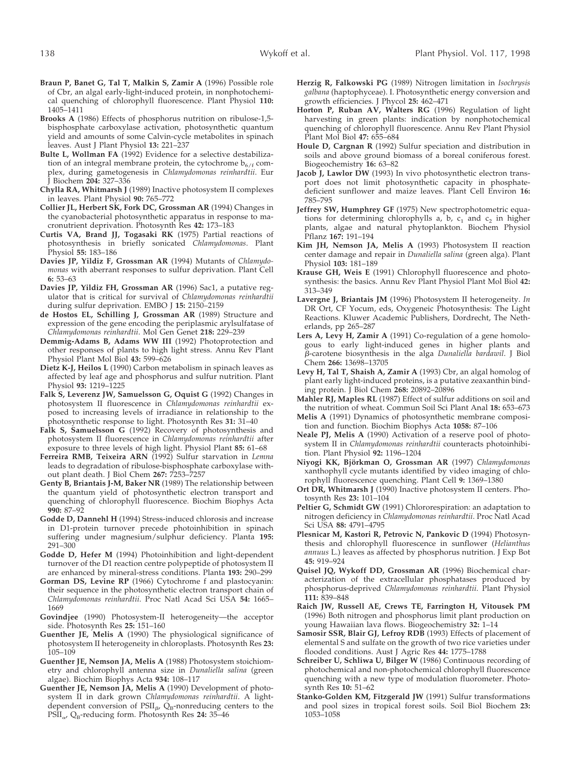**Braun P, Banet G, Tal T, Malkin S, Zamir A** (1996) Possible role of Cbr, an algal early-light-induced protein, in nonphotochemical quenching of chlorophyll fluorescence. Plant Physiol **110:** 1405–1411

**Brooks A** (1986) Effects of phosphorus nutrition on ribulose-1,5-bisphosphate carboxylase activation, photosynthetic quantum yield and amounts of some Calvin-cycle metabolites in spinach leaves. Aust J Plant Physiol **13:** 221–237

**Bulte L, Wollman FA** (1992) Evidence for a selective destabilization of an integral membrane protein, the cytochrome $b_{6/f}$ complex, during gametogenesis in *Chlamydomonas reinhardtii*. Eur J Biochem **204:** 327–336

**Chylla RA, Whitmarsh J** (1989) Inactive photosystem II complexes in leaves. Plant Physiol **90:** 765–772

**Collier JL, Herbert SK, Fork DC, Grossman AR** (1994) Changes in the cyanobacterial photosynthetic apparatus in response to macronutrient deprivation. Photosynth Res **42:** 173–183

**Curtis VA, Brand JJ, Togasaki RK** (1975) Partial reactions of photosynthesis in briefly sonicated *Chlamydomonas*. Plant Physiol **55:** 183–186

**Davies JP, Yildiz F, Grossman AR** (1994) Mutants of *Chlamydomonas* with aberrant responses to sulfur deprivation. Plant Cell **6:** 53–63

**Davies JP, Yildiz FH, Grossman AR** (1996) Sac1, a putative regulator that is critical for survival of *Chlamydomonas reinhardtii* during sulfur deprivation. EMBO J **15:** 2150–2159

**de Hostos EL, Schilling J, Grossman AR** (1989) Structure and expression of the gene encoding the periplasmic arylsulfatase of *Chlamydomonas reinhardtii*. Mol Gen Genet **218:** 229–239

**Demmig-Adams B, Adams WW III** (1992) Photoprotection and other responses of plants to high light stress. Annu Rev Plant Physiol Plant Mol Biol **43:** 599–626

**Dietz K-J, Heilos L** (1990) Carbon metabolism in spinach leaves as affected by leaf age and phosphorus and sulfur nutrition. Plant Physiol **93:** 1219–1225

**Falk S, Leverenz JW, Samuelsson G, Oquist G** (1992) Changes in photosystem II fluorescence in *Chlamydomonas reinhardtii* exposed to increasing levels of irradiance in relationship to the photosynthetic response to light. Photosynth Res **31:** 31–40

**Falk S, Samuelsson G** (1992) Recovery of photosynthesis and photosystem II fluorescence in *Chlamydomonas reinhardtii* after exposure to three levels of high light. Physiol Plant **85:** 61–68

**Ferreira RMB, Teixeira ARN** (1992) Sulfur starvation in *Lemna* leads to degradation of ribulose-bisphosphate carboxylase without plant death. J Biol Chem **267:** 7253–7257

**Genty B, Briantais J-M, Baker NR** (1989) The relationship between the quantum yield of photosynthetic electron transport and quenching of chlorophyll fluorescence. Biochim Biophys Acta **990:** 87–92

**Godde D, Dannehl H** (1994) Stress-induced chlorosis and increase in D1-protein turnover precede photoinhibition in spinach suffering under magnesium/sulphur deficiency. Planta **195:** 291–300

**Godde D, Hefer M** (1994) Photoinhibition and light-dependent turnover of the D1 reaction centre polypeptide of photosystem II are enhanced by mineral-stress conditions. Planta **193:** 290–299

**Gorman DS, Levine RP** (1966) Cytochrome f and plastocyanin: their sequence in the photosynthetic electron transport chain of *Chlamydomonas reinhardtii*. Proc Natl Acad Sci USA **54:** 1665–1669

**Govindjee** (1990) Photosystem-II heterogeneity—the acceptor side. Photosynth Res **25:** 151–160

**Guenther JE, Melis A** (1990) The physiological significance of photosystem II heterogeneity in chloroplasts. Photosynth Res **23:** 105–109

**Guenther JE, Nemson JA, Melis A** (1988) Photosystem stoichiometry and chlorophyll antenna size in *Dunaliella salina* (green algae). Biochim Biophys Acta **934:** 108–117

**Guenther JE, Nemson JA, Melis A** (1990) Development of photosystem II in dark grown *Chlamydomonas reinhardtii*. A light-dependent conversion of $PSII_\beta$, $Q_B$-nonreducing centers to the $PSII_\alpha$, $Q_B$-reducing form. Photosynth Res **24:** 35–46

**Herzig R, Falkowski PG** (1989) Nitrogen limitation in *Isochrysis galbana* (haptophyceae). I. Photosynthetic energy conversion and growth efficiencies. J Phycol **25:** 462–471

**Horton P, Ruban AV, Walters RG** (1996) Regulation of light harvesting in green plants: indication by nonphotochemical quenching of chlorophyll fluorescence. Annu Rev Plant Physiol Plant Mol Biol **47:** 655–684

**Houle D, Cargnan R** (1992) Sulfur speciation and distribution in soils and above ground biomass of a boreal coniferous forest. Biogeochemistry **16:** 63–82

**Jacob J, Lawlor DW** (1993) In vivo photosynthetic electron transport does not limit photosynthetic capacity in phosphate-deficient sunflower and maize leaves. Plant Cell Environ **16:** 785–795

**Jeffrey SW, Humphrey GF** (1975) New spectrophotometric equations for determining chlorophylls a, b, $c_1$ and $c_2$ in higher plants, algae and natural phytoplankton. Biochem Physiol Pflanz **167:** 191–194

**Kim JH, Nemson JA, Melis A** (1993) Photosystem II reaction center damage and repair in *Dunaliella salina* (green alga). Plant Physiol **103:** 181–189

**Krause GH, Weis E** (1991) Chlorophyll fluorescence and photosynthesis: the basics. Annu Rev Plant Physiol Plant Mol Biol **42:** 313–349

**Lavergne J, Briantais JM** (1996) Photosystem II heterogeneity. *In* DR Ort, CF Yocum, eds, Oxygeneic Photosynthesis: The Light Reactions. Kluwer Academic Publishers, Dordrecht, The Netherlands, pp 265–287

**Lers A, Levy H, Zamir A** (1991) Co-regulation of a gene homologous to early light-induced genes in higher plants and $\beta$-carotene biosynthesis in the alga *Dunaliella bardawil*. J Biol Chem **266:** 13698–13705

**Levy H, Tal T, Shaish A, Zamir A** (1993) Cbr, an algal homolog of plant early light-induced proteins, is a putative zeaxanthin binding protein. J Biol Chem **268:** 20892–20896

**Mahler RJ, Maples RL** (1987) Effect of sulfur additions on soil and the nutrition of wheat. Commun Soil Sci Plant Anal **18:** 653–673

**Melis A** (1991) Dynamics of photosynthetic membrane composition and function. Biochim Biophys Acta **1058:** 87–106

**Neale PJ, Melis A** (1990) Activation of a reserve pool of photosystem II in *Chlamydomonas reinhardtii* counteracts photoinhibition. Plant Physiol **92:** 1196–1204

**Niyogi KK, Björkman O, Grossman AR** (1997) *Chlamydomonas* xanthophyll cycle mutants identified by video imaging of chlorophyll fluorescence quenching. Plant Cell **9:** 1369–1380

**Ort DR, Whitmarsh J** (1990) Inactive photosystem II centers. Photosynth Res **23:** 101–104

**Peltier G, Schmidt GW** (1991) Chlororespiration: an adaptation to nitrogen deficiency in *Chlamydomonas reinhardtii*. Proc Natl Acad Sci USA **88:** 4791–4795

**Plesnicar M, Kastori R, Petrovic N, Pankovic D** (1994) Photosynthesis and chlorophyll fluorescence in sunflower (*Helianthus annuus* L.) leaves as affected by phosphorus nutrition. J Exp Bot **45:** 919–924

**Quisel JQ, Wykoff DD, Grossman AR** (1996) Biochemical characterization of the extracellular phosphatases produced by phosphorus-deprived *Chlamydomonas reinhardtii*. Plant Physiol **111:** 839–848

**Raich JW, Russell AE, Crews TE, Farrington H, Vitousek PM** (1996) Both nitrogen and phosphorus limit plant production on young Hawaiian lava flows. Biogeochemistry **32:** 1–14

**Samosir SSR, Blair GJ, Lefroy RDB** (1993) Effects of placement of elemental S and sulfate on the growth of two rice varieties under flooded conditions. Aust J Agric Res **44:** 1775–1788

**Schreiber U, Schliwa U, Bilger W** (1986) Continuous recording of photochemical and non-photochemical chlorophyll fluorescence quenching with a new type of modulation fluorometer. Photosynth Res **10:** 51–62

**Stanko-Golden KM, Fitzgerald JW** (1991) Sulfur transformations and pool sizes in tropical forest soils. Soil Biol Biochem **23:** 1053–1058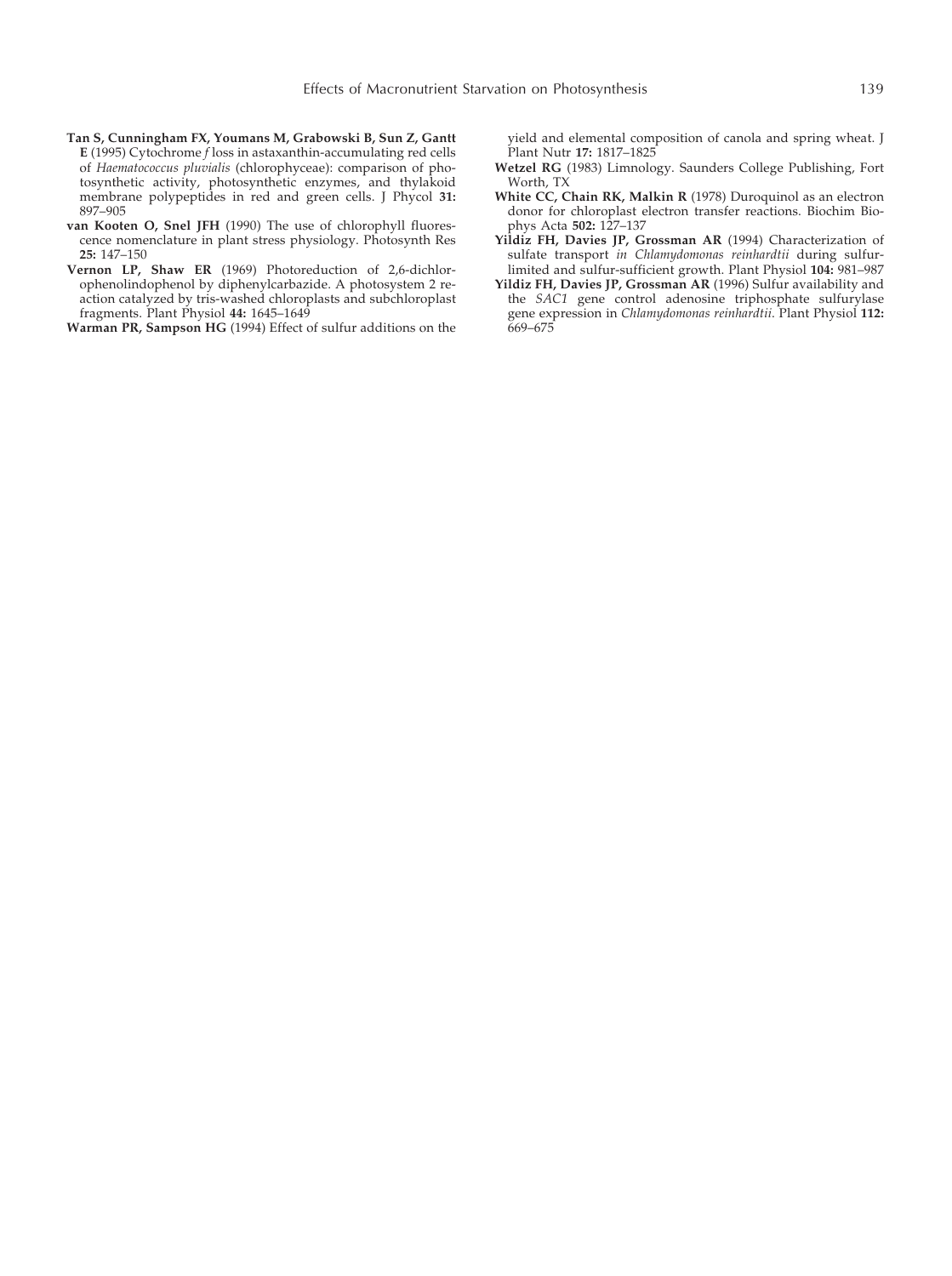**Tan S, Cunningham FX, Youmans M, Grabowski B, Sun Z, Gantt E** (1995) Cytochrome *f* loss in astaxanthin-accumulating red cells of *Haematococcus pluvialis* (chlorophyceae): comparison of photosynthetic activity, photosynthetic enzymes, and thylakoid membrane polypeptides in red and green cells. J Phycol **31:** 897–905

**van Kooten O, Snel JFH** (1990) The use of chlorophyll fluorescence nomenclature in plant stress physiology. Photosynth Res **25:** 147–150

**Vernon LP, Shaw ER** (1969) Photoreduction of 2,6-dichlorophenolindophenol by diphenylcarbazide. A photosystem 2 reaction catalyzed by tris-washed chloroplasts and subchloroplast fragments. Plant Physiol **44:** 1645–1649

**Warman PR, Sampson HG** (1994) Effect of sulfur additions on the yield and elemental composition of canola and spring wheat. J Plant Nutr **17:** 1817–1825

**Wetzel RG** (1983) Limnology. Saunders College Publishing, Fort Worth, TX

**White CC, Chain RK, Malkin R** (1978) Duroquinol as an electron donor for chloroplast electron transfer reactions. Biochim Biophys Acta **502:** 127–137

**Yildiz FH, Davies JP, Grossman AR** (1994) Characterization of sulfate transport *in Chlamydomonas reinhardtii* during sulfur-limited and sulfur-sufficient growth. Plant Physiol **104:** 981–987

**Yildiz FH, Davies JP, Grossman AR** (1996) Sulfur availability and the *SAC1* gene control adenosine triphosphate sulfurylase gene expression in *Chlamydomonas reinhardtii*. Plant Physiol **112:** 669–675